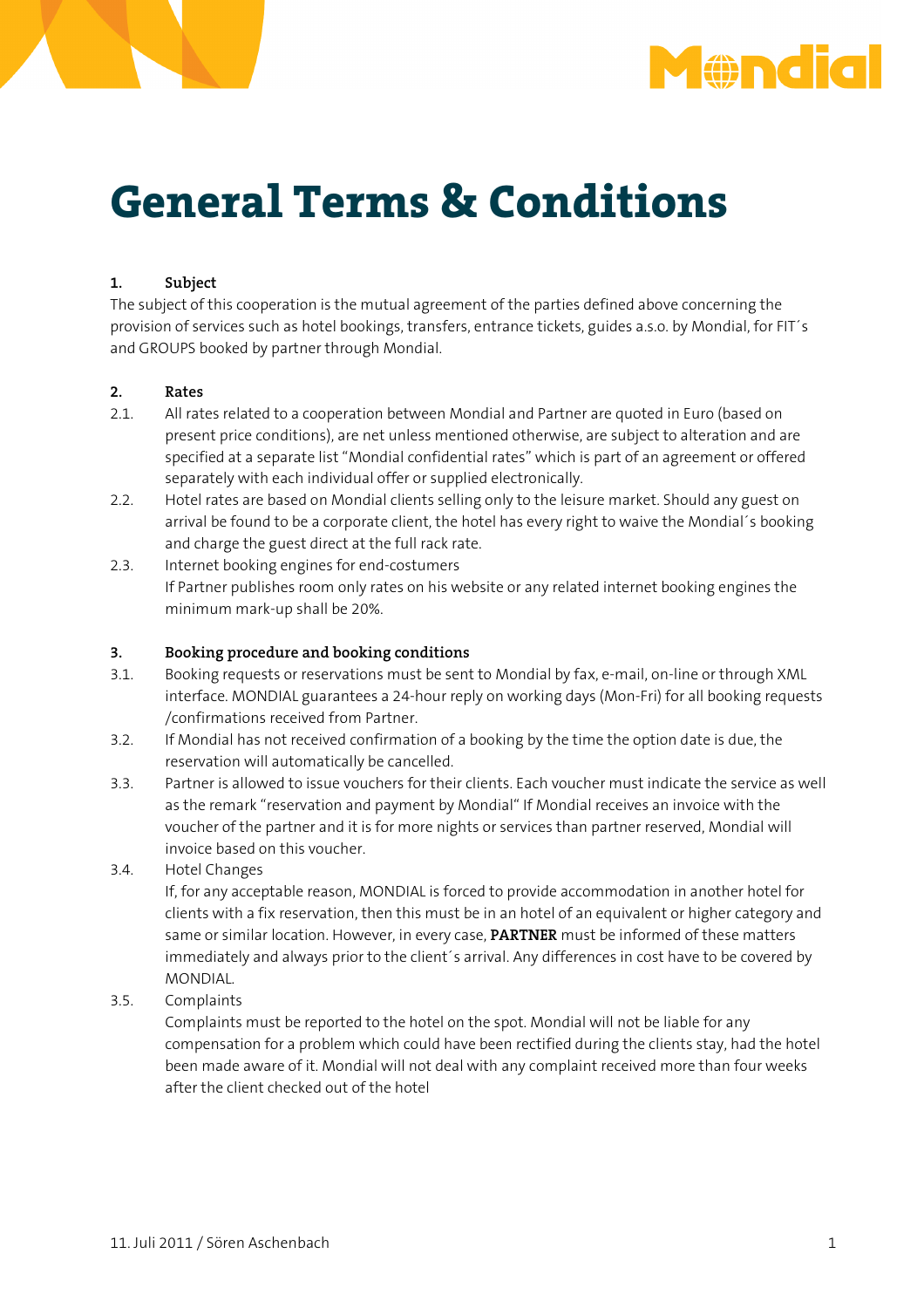# General Terms & Conditions

**1. Subject**

The subject of this cooperation is the mutual agreement of the parties defined above concerning the provision of services such as hotel bookings, transfers, entrance tickets, guides a.s.o. by Mondial, for FIT´s and GROUPS booked by partner through Mondial.

**2. Rates**

2.1. All rates related to a cooperation between Mondial and Partner are quoted in Euro (based on present price conditions), are net unless mentioned otherwise, are subject to alteration and are specified at a separate list "Mondial confidential rates" which is part of an agreement or offered separately with each individual offer or supplied electronically.

2.2. Hotel rates are based on Mondial clients selling only to the leisure market. Should any guest on arrival be found to be a corporate client, the hotel has every right to waive the Mondial´s booking and charge the guest direct at the full rack rate.

2.3. Internet booking engines for end-costumers
If Partner publishes room only rates on his website or any related internet booking engines the minimum mark-up shall be 20%.

**3. Booking procedure and booking conditions**

3.1. Booking requests or reservations must be sent to Mondial by fax, e-mail, on-line or through XML interface. MONDIAL guarantees a 24-hour reply on working days (Mon-Fri) for all booking requests /confirmations received from Partner.

3.2. If Mondial has not received confirmation of a booking by the time the option date is due, the reservation will automatically be cancelled.

3.3. Partner is allowed to issue vouchers for their clients. Each voucher must indicate the service as well as the remark "reservation and payment by Mondial" If Mondial receives an invoice with the voucher of the partner and it is for more nights or services than partner reserved, Mondial will invoice based on this voucher.

3.4. Hotel Changes
If, for any acceptable reason, MONDIAL is forced to provide accommodation in another hotel for clients with a fix reservation, then this must be in an hotel of an equivalent or higher category and same or similar location. However, in every case, **PARTNER** must be informed of these matters immediately and always prior to the client´s arrival. Any differences in cost have to be covered by MONDIAL.

3.5. Complaints
Complaints must be reported to the hotel on the spot. Mondial will not be liable for any compensation for a problem which could have been rectified during the clients stay, had the hotel been made aware of it. Mondial will not deal with any complaint received more than four weeks after the client checked out of the hotel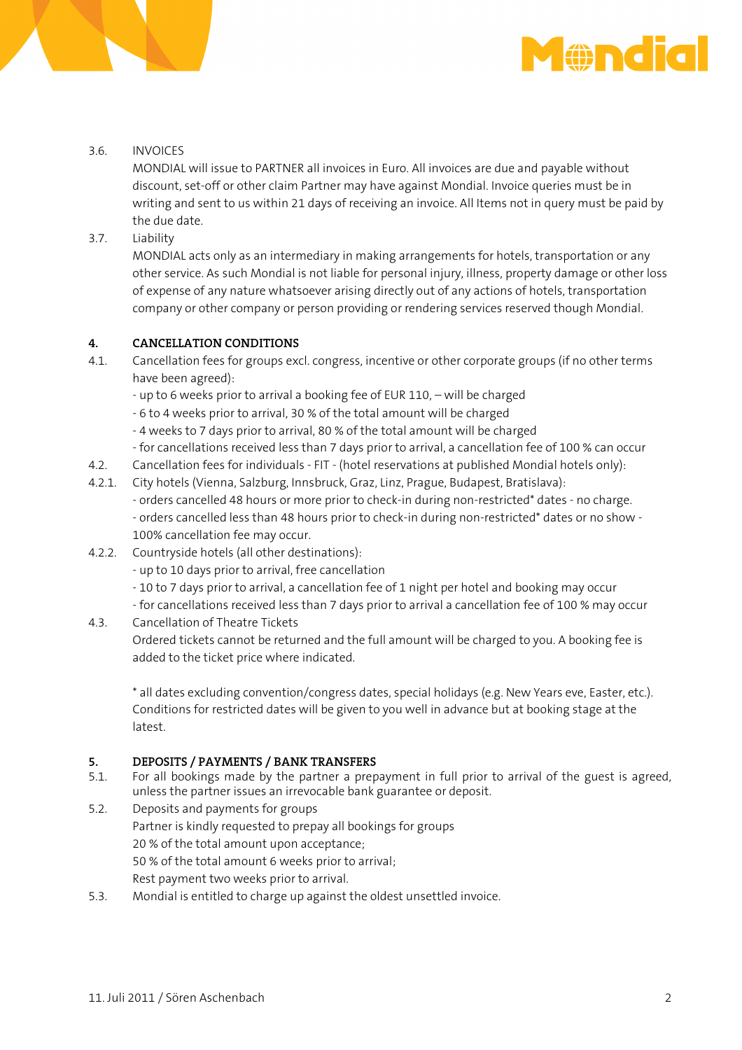3.6. INVOICES

MONDIAL will issue to PARTNER all invoices in Euro. All invoices are due and payable without discount, set-off or other claim Partner may have against Mondial. Invoice queries must be in writing and sent to us within 21 days of receiving an invoice. All Items not in query must be paid by the due date.

3.7. Liability

MONDIAL acts only as an intermediary in making arrangements for hotels, transportation or any other service. As such Mondial is not liable for personal injury, illness, property damage or other loss of expense of any nature whatsoever arising directly out of any actions of hotels, transportation company or other company or person providing or rendering services reserved though Mondial.

## 4. CANCELLATION CONDITIONS

4.1. Cancellation fees for groups excl. congress, incentive or other corporate groups (if no other terms have been agreed):

- up to 6 weeks prior to arrival a booking fee of EUR 110,– will be charged
- 6 to 4 weeks prior to arrival, 30 % of the total amount will be charged
- 4 weeks to 7 days prior to arrival, 80 % of the total amount will be charged
- for cancellations received less than 7 days prior to arrival, a cancellation fee of 100 % can occur

4.2. Cancellation fees for individuals - FIT - (hotel reservations at published Mondial hotels only):

4.2.1. City hotels (Vienna, Salzburg, Innsbruck, Graz, Linz, Prague, Budapest, Bratislava):

- orders cancelled 48 hours or more prior to check-in during non-restricted* dates - no charge.
- orders cancelled less than 48 hours prior to check-in during non-restricted* dates or no show - 100% cancellation fee may occur.

4.2.2. Countryside hotels (all other destinations):

- up to 10 days prior to arrival, free cancellation
- 10 to 7 days prior to arrival, a cancellation fee of 1 night per hotel and booking may occur
- for cancellations received less than 7 days prior to arrival a cancellation fee of 100 % may occur

4.3. Cancellation of Theatre Tickets

Ordered tickets cannot be returned and the full amount will be charged to you. A booking fee is added to the ticket price where indicated.

* all dates excluding convention/congress dates, special holidays (e.g. New Years eve, Easter, etc.). Conditions for restricted dates will be given to you well in advance but at booking stage at the latest.

## 5. DEPOSITS / PAYMENTS / BANK TRANSFERS

5.1. For all bookings made by the partner a prepayment in full prior to arrival of the guest is agreed, unless the partner issues an irrevocable bank guarantee or deposit.

5.2. Deposits and payments for groups

Partner is kindly requested to prepay all bookings for groups

20 % of the total amount upon acceptance;

50 % of the total amount 6 weeks prior to arrival;

Rest payment two weeks prior to arrival.

5.3. Mondial is entitled to charge up against the oldest unsettled invoice.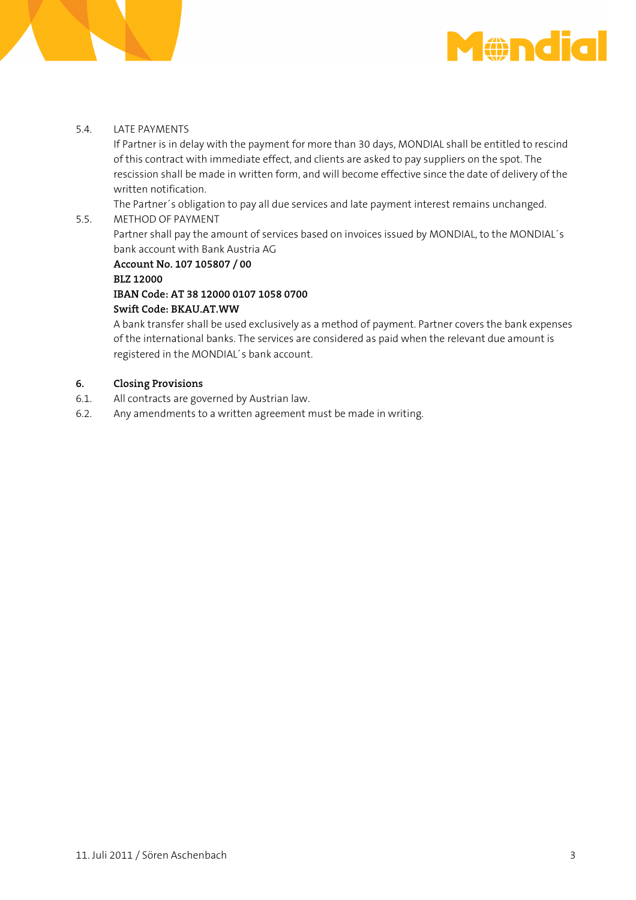5.4. LATE PAYMENTS

If Partner is in delay with the payment for more than 30 days, MONDIAL shall be entitled to rescind of this contract with immediate effect, and clients are asked to pay suppliers on the spot. The rescission shall be made in written form, and will become effective since the date of delivery of the written notification.

The Partner´s obligation to pay all due services and late payment interest remains unchanged.

5.5. METHOD OF PAYMENT

Partner shall pay the amount of services based on invoices issued by MONDIAL, to the MONDIAL´s bank account with Bank Austria AG

**Account No. 107 105807 / 00**
**BLZ 12000**
**IBAN Code: AT 38 12000 0107 1058 0700**
**Swift Code: BKAU.AT.WW**

A bank transfer shall be used exclusively as a method of payment. Partner covers the bank expenses of the international banks. The services are considered as paid when the relevant due amount is registered in the MONDIAL´s bank account.

## 6. Closing Provisions

6.1. All contracts are governed by Austrian law.

6.2. Any amendments to a written agreement must be made in writing.